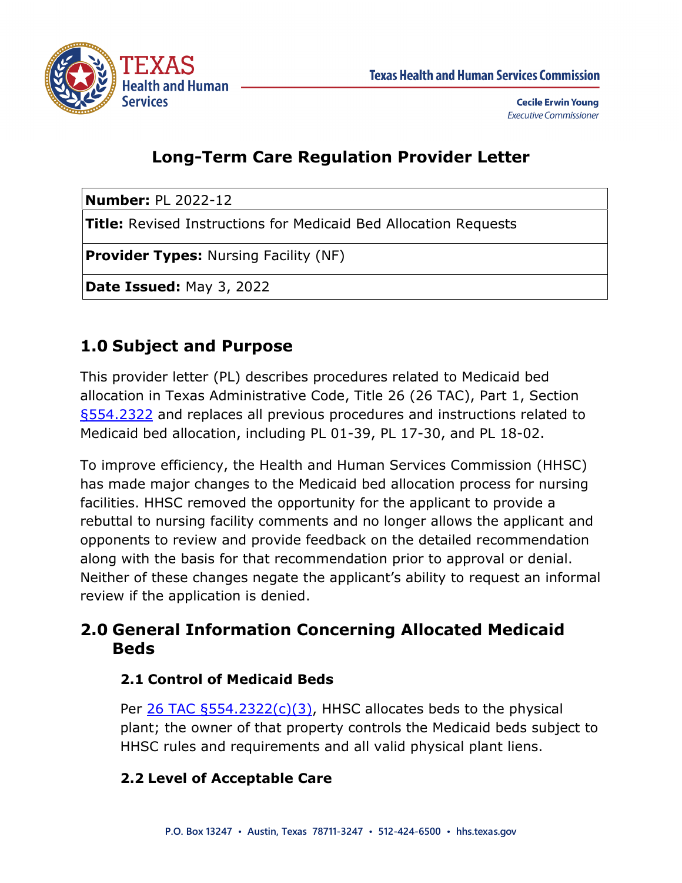Texas Health and Human Services Commission

Cecile Erwin Young
*Executive Commissioner*

# Long-Term Care Regulation Provider Letter

| **Number:** PL 2022-12 |
| --- |
| **Title:** Revised Instructions for Medicaid Bed Allocation Requests |
| **Provider Types:** Nursing Facility (NF) |
| **Date Issued:** May 3, 2022 |

## 1.0 Subject and Purpose

This provider letter (PL) describes procedures related to Medicaid bed allocation in Texas Administrative Code, Title 26 (26 TAC), Part 1, Section §554.2322 and replaces all previous procedures and instructions related to Medicaid bed allocation, including PL 01-39, PL 17-30, and PL 18-02.

To improve efficiency, the Health and Human Services Commission (HHSC) has made major changes to the Medicaid bed allocation process for nursing facilities. HHSC removed the opportunity for the applicant to provide a rebuttal to nursing facility comments and no longer allows the applicant and opponents to review and provide feedback on the detailed recommendation along with the basis for that recommendation prior to approval or denial. Neither of these changes negate the applicant's ability to request an informal review if the application is denied.

## 2.0 General Information Concerning Allocated Medicaid Beds

### 2.1 Control of Medicaid Beds

Per 26 TAC §554.2322(c)(3), HHSC allocates beds to the physical plant; the owner of that property controls the Medicaid beds subject to HHSC rules and requirements and all valid physical plant liens.

### 2.2 Level of Acceptable Care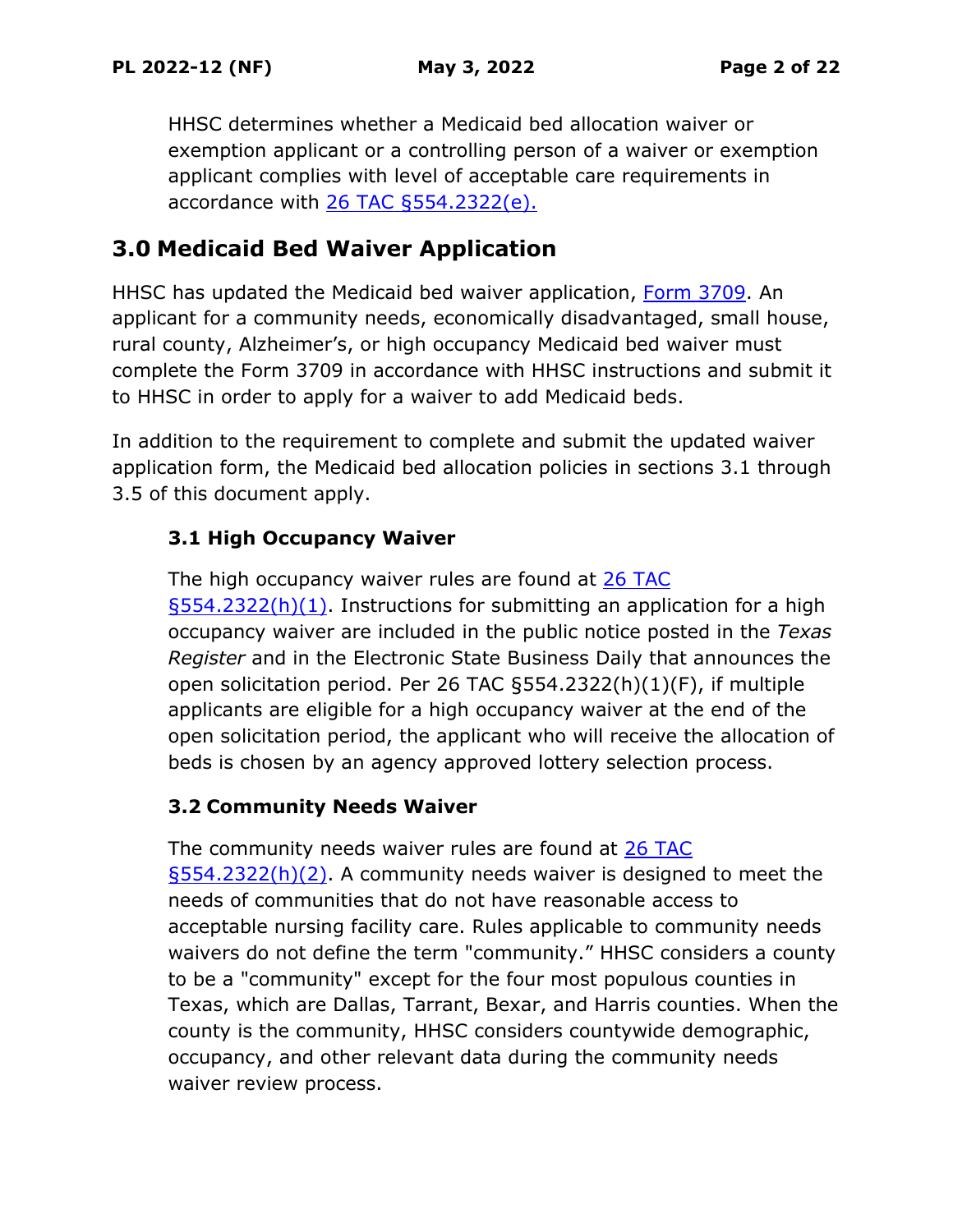HHSC determines whether a Medicaid bed allocation waiver or exemption applicant or a controlling person of a waiver or exemption applicant complies with level of acceptable care requirements in accordance with [26 TAC §554.2322(e).](#)

## 3.0 Medicaid Bed Waiver Application

HHSC has updated the Medicaid bed waiver application, [Form 3709](#). An applicant for a community needs, economically disadvantaged, small house, rural county, Alzheimer's, or high occupancy Medicaid bed waiver must complete the Form 3709 in accordance with HHSC instructions and submit it to HHSC in order to apply for a waiver to add Medicaid beds.

In addition to the requirement to complete and submit the updated waiver application form, the Medicaid bed allocation policies in sections 3.1 through 3.5 of this document apply.

### 3.1 High Occupancy Waiver

The high occupancy waiver rules are found at [26 TAC §554.2322(h)(1)](#). Instructions for submitting an application for a high occupancy waiver are included in the public notice posted in the *Texas Register* and in the Electronic State Business Daily that announces the open solicitation period. Per 26 TAC §554.2322(h)(1)(F), if multiple applicants are eligible for a high occupancy waiver at the end of the open solicitation period, the applicant who will receive the allocation of beds is chosen by an agency approved lottery selection process.

### 3.2 Community Needs Waiver

The community needs waiver rules are found at [26 TAC §554.2322(h)(2)](#). A community needs waiver is designed to meet the needs of communities that do not have reasonable access to acceptable nursing facility care. Rules applicable to community needs waivers do not define the term "community." HHSC considers a county to be a "community" except for the four most populous counties in Texas, which are Dallas, Tarrant, Bexar, and Harris counties. When the county is the community, HHSC considers countywide demographic, occupancy, and other relevant data during the community needs waiver review process.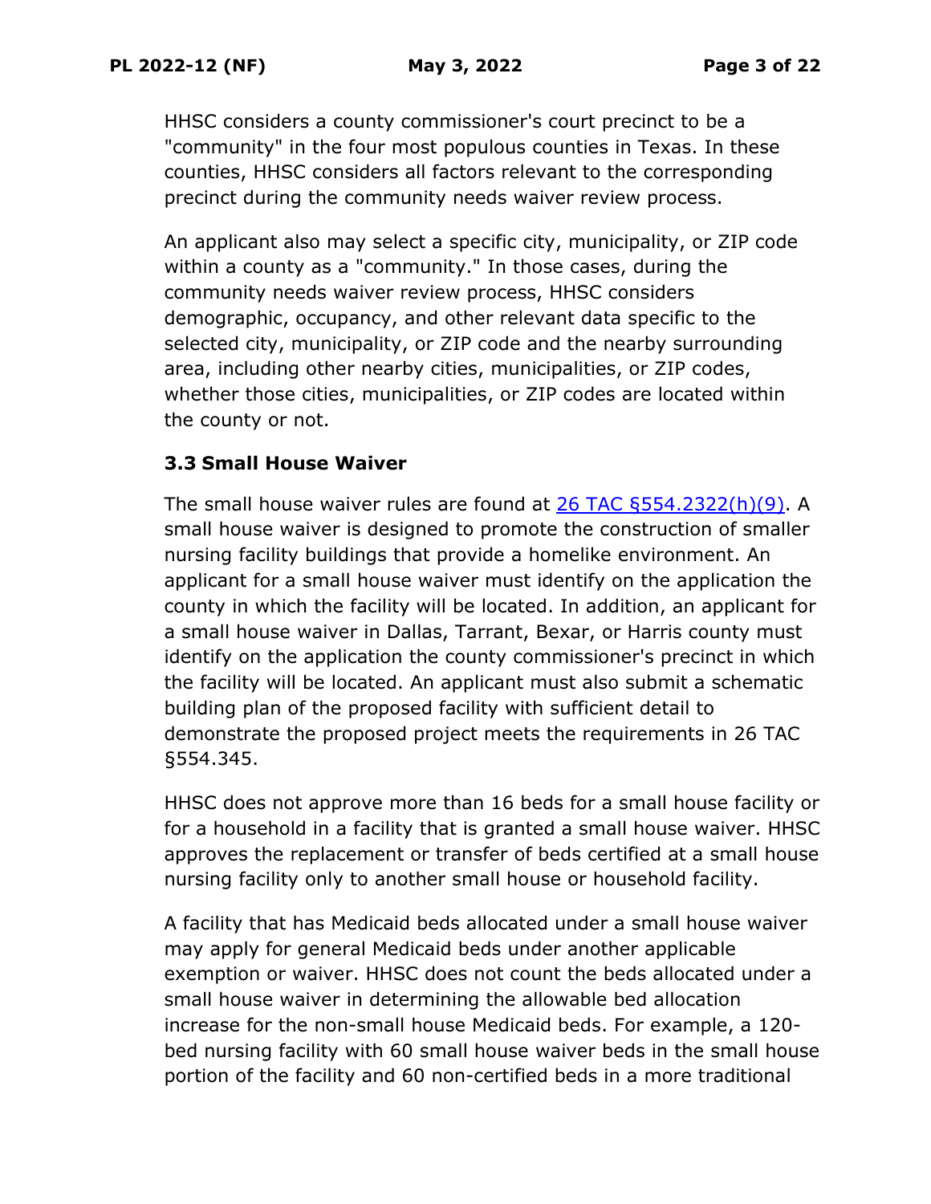HHSC considers a county commissioner's court precinct to be a "community" in the four most populous counties in Texas. In these counties, HHSC considers all factors relevant to the corresponding precinct during the community needs waiver review process.

An applicant also may select a specific city, municipality, or ZIP code within a county as a "community." In those cases, during the community needs waiver review process, HHSC considers demographic, occupancy, and other relevant data specific to the selected city, municipality, or ZIP code and the nearby surrounding area, including other nearby cities, municipalities, or ZIP codes, whether those cities, municipalities, or ZIP codes are located within the county or not.

### 3.3 Small House Waiver

The small house waiver rules are found at [26 TAC §554.2322(h)(9)](). A small house waiver is designed to promote the construction of smaller nursing facility buildings that provide a homelike environment. An applicant for a small house waiver must identify on the application the county in which the facility will be located. In addition, an applicant for a small house waiver in Dallas, Tarrant, Bexar, or Harris county must identify on the application the county commissioner's precinct in which the facility will be located. An applicant must also submit a schematic building plan of the proposed facility with sufficient detail to demonstrate the proposed project meets the requirements in 26 TAC §554.345.

HHSC does not approve more than 16 beds for a small house facility or for a household in a facility that is granted a small house waiver. HHSC approves the replacement or transfer of beds certified at a small house nursing facility only to another small house or household facility.

A facility that has Medicaid beds allocated under a small house waiver may apply for general Medicaid beds under another applicable exemption or waiver. HHSC does not count the beds allocated under a small house waiver in determining the allowable bed allocation increase for the non-small house Medicaid beds. For example, a 120-bed nursing facility with 60 small house waiver beds in the small house portion of the facility and 60 non-certified beds in a more traditional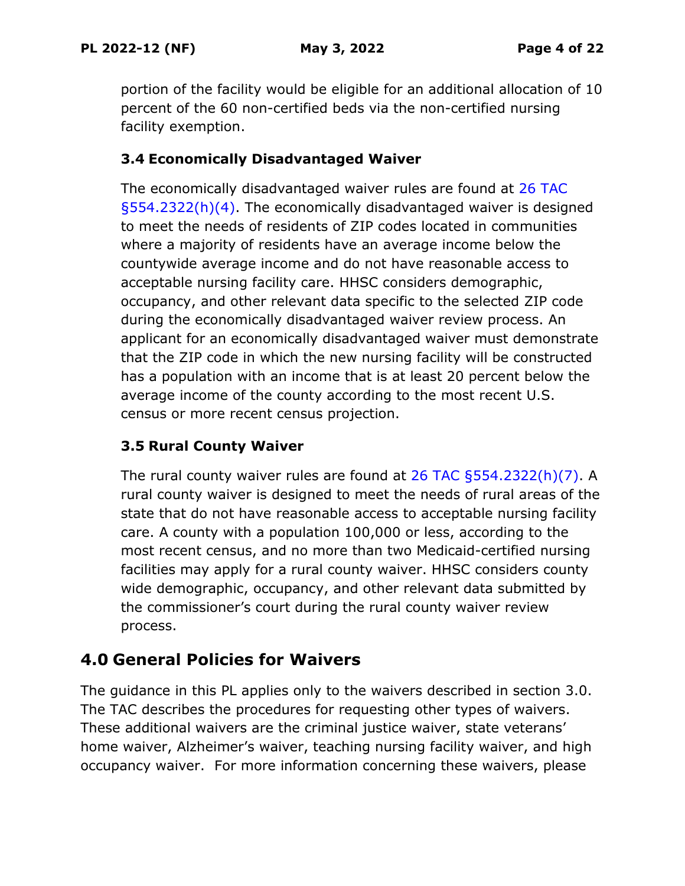portion of the facility would be eligible for an additional allocation of 10 percent of the 60 non-certified beds via the non-certified nursing facility exemption.

### 3.4 Economically Disadvantaged Waiver

The economically disadvantaged waiver rules are found at 26 TAC §554.2322(h)(4). The economically disadvantaged waiver is designed to meet the needs of residents of ZIP codes located in communities where a majority of residents have an average income below the countywide average income and do not have reasonable access to acceptable nursing facility care. HHSC considers demographic, occupancy, and other relevant data specific to the selected ZIP code during the economically disadvantaged waiver review process. An applicant for an economically disadvantaged waiver must demonstrate that the ZIP code in which the new nursing facility will be constructed has a population with an income that is at least 20 percent below the average income of the county according to the most recent U.S. census or more recent census projection.

### 3.5 Rural County Waiver

The rural county waiver rules are found at 26 TAC §554.2322(h)(7). A rural county waiver is designed to meet the needs of rural areas of the state that do not have reasonable access to acceptable nursing facility care. A county with a population 100,000 or less, according to the most recent census, and no more than two Medicaid-certified nursing facilities may apply for a rural county waiver. HHSC considers county wide demographic, occupancy, and other relevant data submitted by the commissioner's court during the rural county waiver review process.

## 4.0 General Policies for Waivers

The guidance in this PL applies only to the waivers described in section 3.0. The TAC describes the procedures for requesting other types of waivers. These additional waivers are the criminal justice waiver, state veterans' home waiver, Alzheimer's waiver, teaching nursing facility waiver, and high occupancy waiver. For more information concerning these waivers, please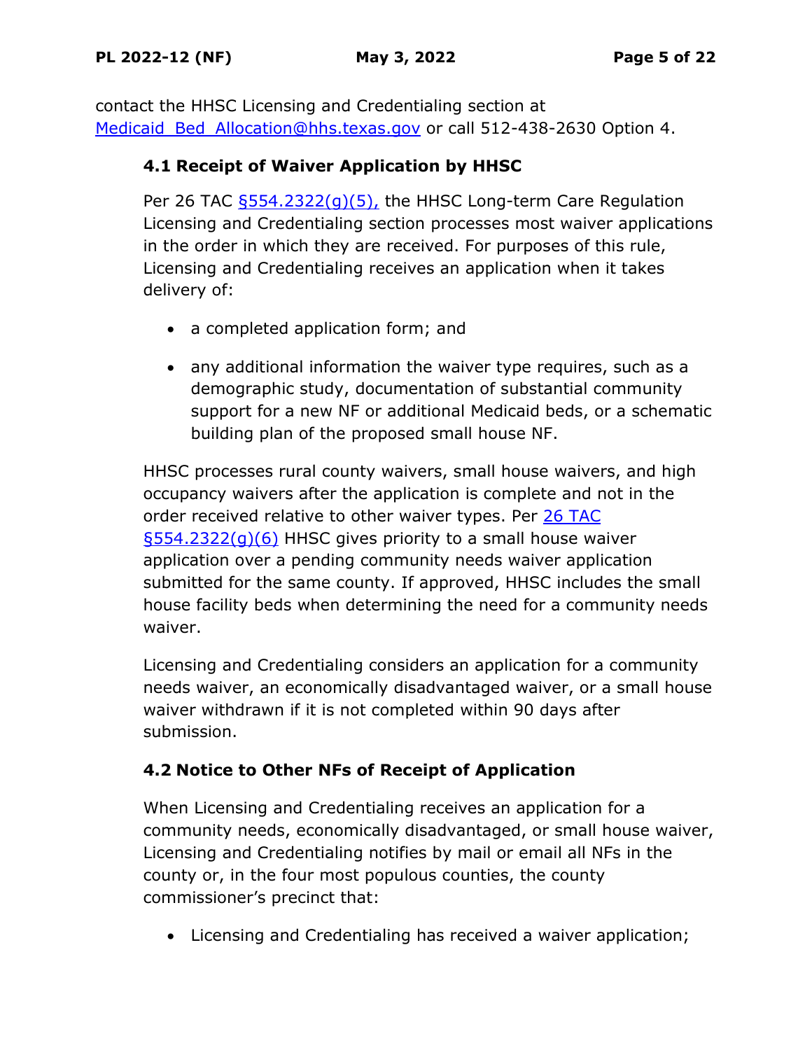contact the HHSC Licensing and Credentialing section at [Medicaid_Bed_Allocation@hhs.texas.gov](mailto:Medicaid_Bed_Allocation@hhs.texas.gov) or call 512-438-2630 Option 4.

### 4.1 Receipt of Waiver Application by HHSC

Per 26 TAC §554.2322(g)(5), the HHSC Long-term Care Regulation Licensing and Credentialing section processes most waiver applications in the order in which they are received. For purposes of this rule, Licensing and Credentialing receives an application when it takes delivery of:

- a completed application form; and
- any additional information the waiver type requires, such as a demographic study, documentation of substantial community support for a new NF or additional Medicaid beds, or a schematic building plan of the proposed small house NF.

HHSC processes rural county waivers, small house waivers, and high occupancy waivers after the application is complete and not in the order received relative to other waiver types. Per 26 TAC §554.2322(g)(6) HHSC gives priority to a small house waiver application over a pending community needs waiver application submitted for the same county. If approved, HHSC includes the small house facility beds when determining the need for a community needs waiver.

Licensing and Credentialing considers an application for a community needs waiver, an economically disadvantaged waiver, or a small house waiver withdrawn if it is not completed within 90 days after submission.

### 4.2 Notice to Other NFs of Receipt of Application

When Licensing and Credentialing receives an application for a community needs, economically disadvantaged, or small house waiver, Licensing and Credentialing notifies by mail or email all NFs in the county or, in the four most populous counties, the county commissioner's precinct that:

- Licensing and Credentialing has received a waiver application;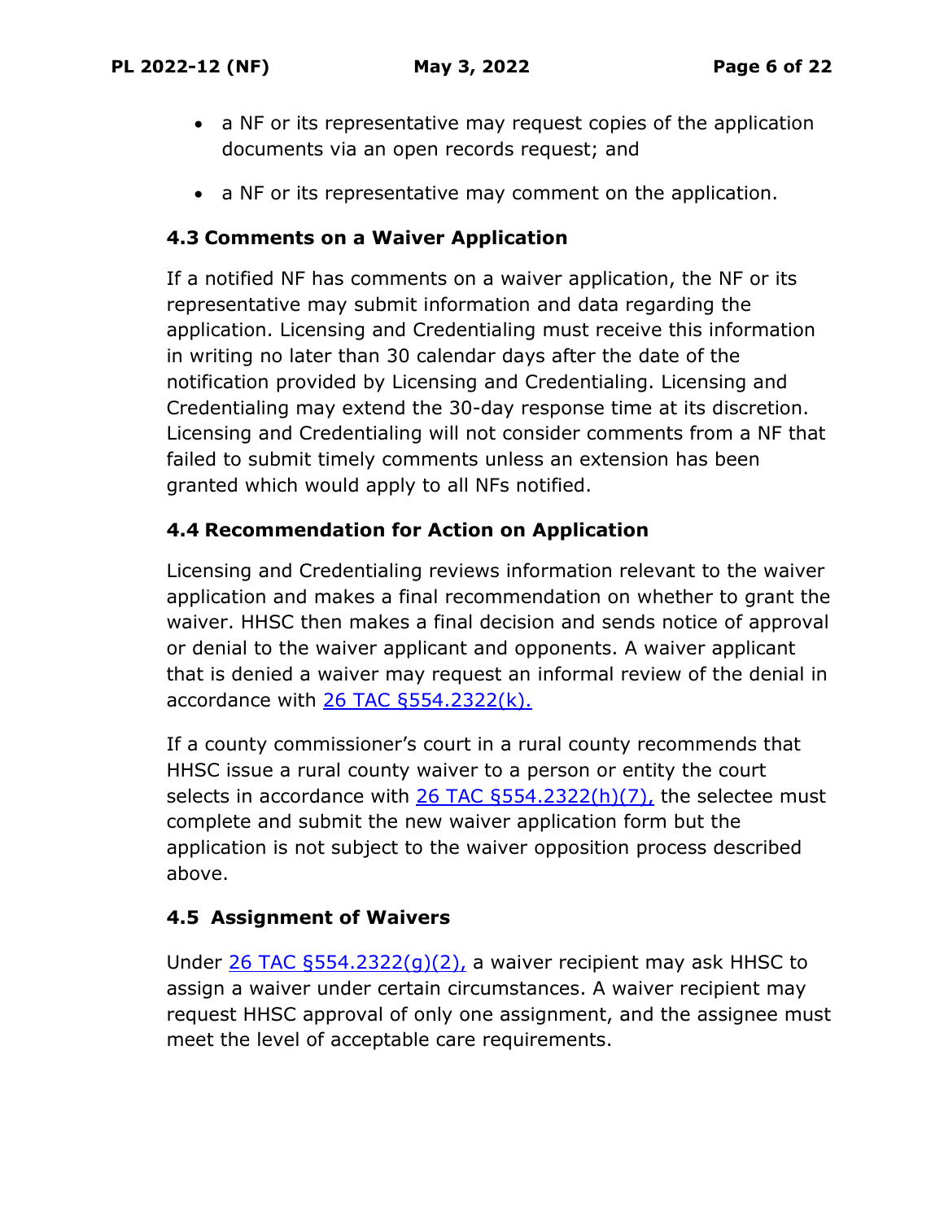- a NF or its representative may request copies of the application documents via an open records request; and
- a NF or its representative may comment on the application.

### 4.3 Comments on a Waiver Application

If a notified NF has comments on a waiver application, the NF or its representative may submit information and data regarding the application. Licensing and Credentialing must receive this information in writing no later than 30 calendar days after the date of the notification provided by Licensing and Credentialing. Licensing and Credentialing may extend the 30-day response time at its discretion. Licensing and Credentialing will not consider comments from a NF that failed to submit timely comments unless an extension has been granted which would apply to all NFs notified.

### 4.4 Recommendation for Action on Application

Licensing and Credentialing reviews information relevant to the waiver application and makes a final recommendation on whether to grant the waiver. HHSC then makes a final decision and sends notice of approval or denial to the waiver applicant and opponents. A waiver applicant that is denied a waiver may request an informal review of the denial in accordance with 26 TAC §554.2322(k).

If a county commissioner's court in a rural county recommends that HHSC issue a rural county waiver to a person or entity the court selects in accordance with 26 TAC §554.2322(h)(7), the selectee must complete and submit the new waiver application form but the application is not subject to the waiver opposition process described above.

### 4.5 Assignment of Waivers

Under 26 TAC §554.2322(g)(2), a waiver recipient may ask HHSC to assign a waiver under certain circumstances. A waiver recipient may request HHSC approval of only one assignment, and the assignee must meet the level of acceptable care requirements.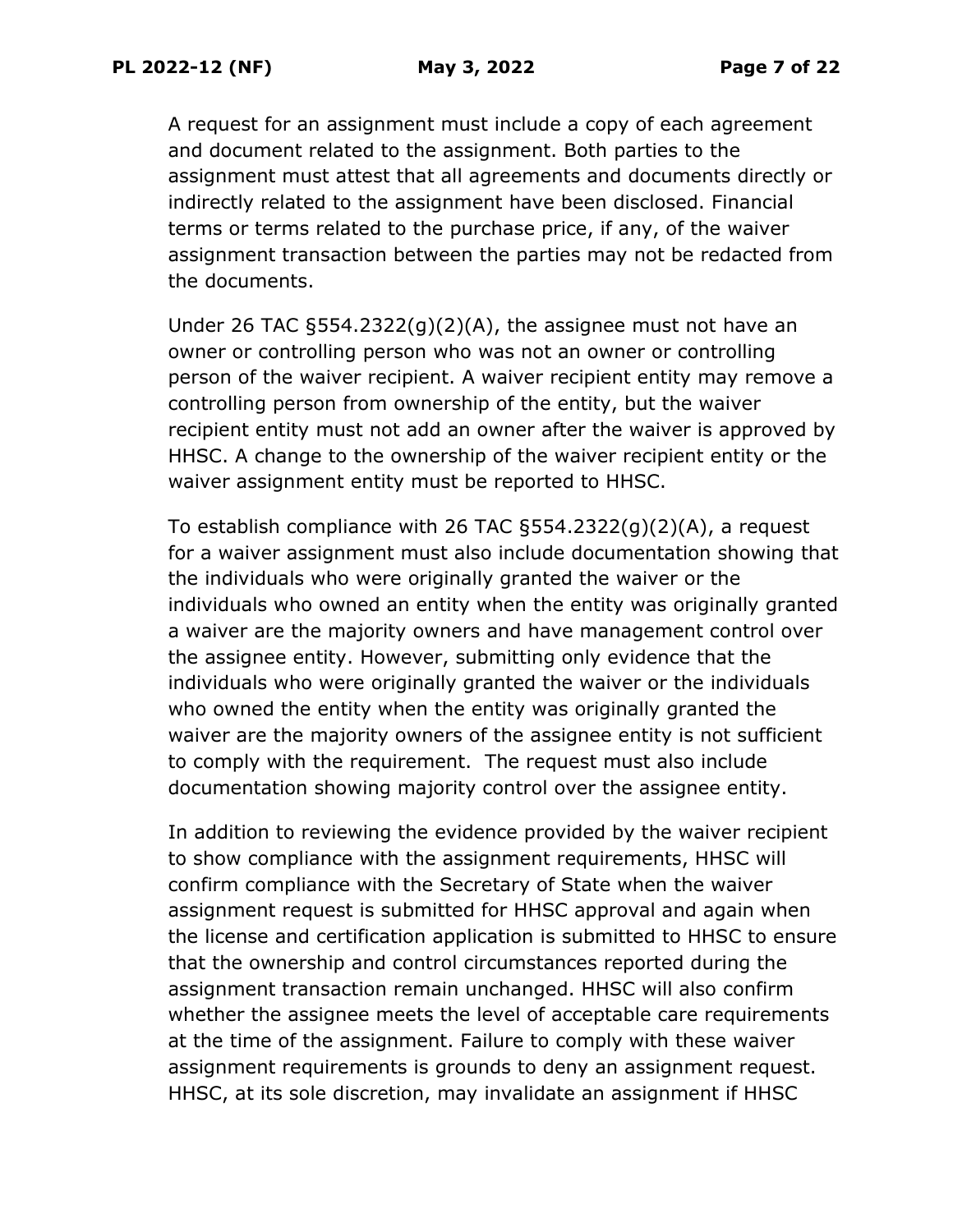A request for an assignment must include a copy of each agreement and document related to the assignment. Both parties to the assignment must attest that all agreements and documents directly or indirectly related to the assignment have been disclosed. Financial terms or terms related to the purchase price, if any, of the waiver assignment transaction between the parties may not be redacted from the documents.

Under 26 TAC §554.2322(g)(2)(A), the assignee must not have an owner or controlling person who was not an owner or controlling person of the waiver recipient. A waiver recipient entity may remove a controlling person from ownership of the entity, but the waiver recipient entity must not add an owner after the waiver is approved by HHSC. A change to the ownership of the waiver recipient entity or the waiver assignment entity must be reported to HHSC.

To establish compliance with 26 TAC §554.2322(g)(2)(A), a request for a waiver assignment must also include documentation showing that the individuals who were originally granted the waiver or the individuals who owned an entity when the entity was originally granted a waiver are the majority owners and have management control over the assignee entity. However, submitting only evidence that the individuals who were originally granted the waiver or the individuals who owned the entity when the entity was originally granted the waiver are the majority owners of the assignee entity is not sufficient to comply with the requirement. The request must also include documentation showing majority control over the assignee entity.

In addition to reviewing the evidence provided by the waiver recipient to show compliance with the assignment requirements, HHSC will confirm compliance with the Secretary of State when the waiver assignment request is submitted for HHSC approval and again when the license and certification application is submitted to HHSC to ensure that the ownership and control circumstances reported during the assignment transaction remain unchanged. HHSC will also confirm whether the assignee meets the level of acceptable care requirements at the time of the assignment. Failure to comply with these waiver assignment requirements is grounds to deny an assignment request. HHSC, at its sole discretion, may invalidate an assignment if HHSC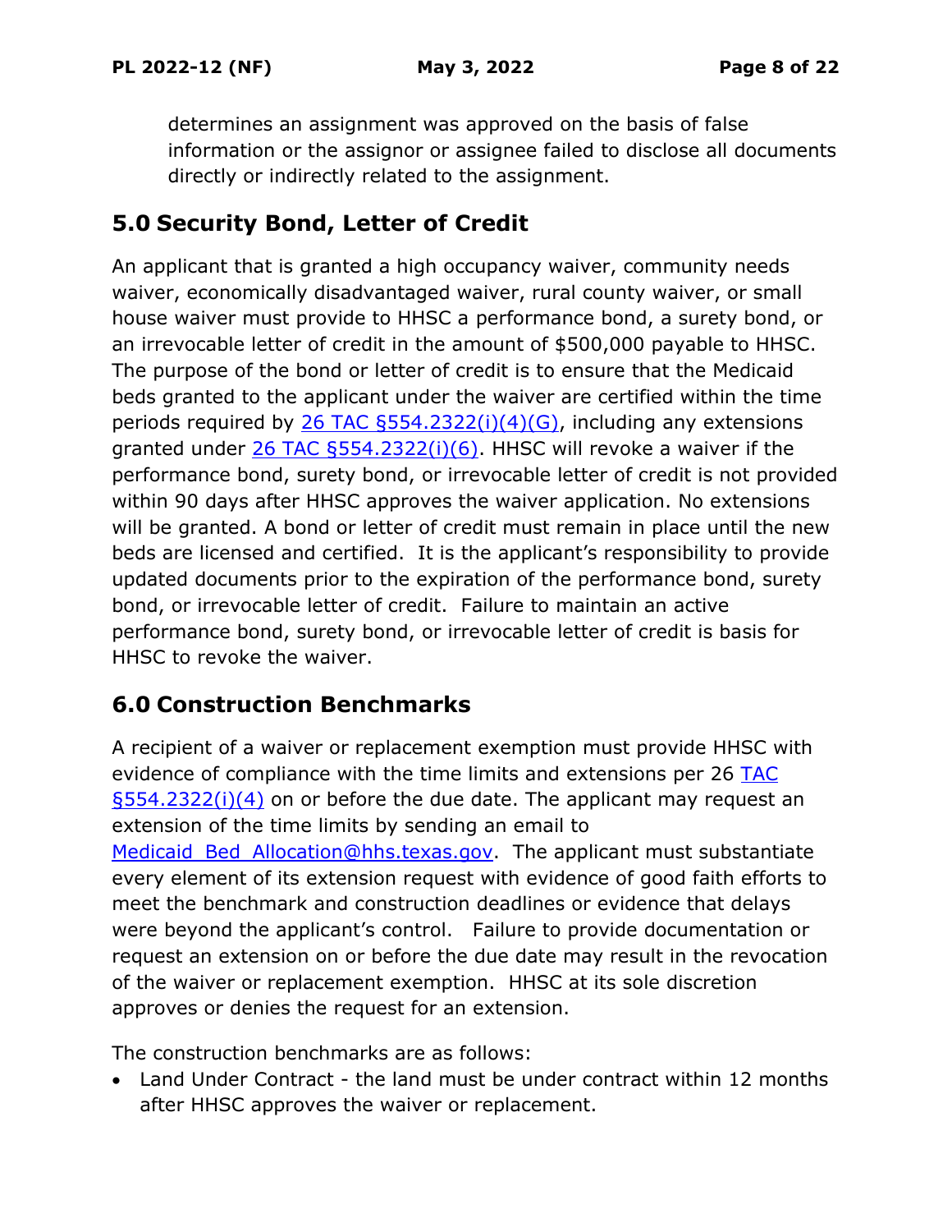determines an assignment was approved on the basis of false information or the assignor or assignee failed to disclose all documents directly or indirectly related to the assignment.

## 5.0 Security Bond, Letter of Credit

An applicant that is granted a high occupancy waiver, community needs waiver, economically disadvantaged waiver, rural county waiver, or small house waiver must provide to HHSC a performance bond, a surety bond, or an irrevocable letter of credit in the amount of $500,000 payable to HHSC. The purpose of the bond or letter of credit is to ensure that the Medicaid beds granted to the applicant under the waiver are certified within the time periods required by [26 TAC §554.2322(i)(4)(G)](), including any extensions granted under [26 TAC §554.2322(i)(6)](). HHSC will revoke a waiver if the performance bond, surety bond, or irrevocable letter of credit is not provided within 90 days after HHSC approves the waiver application. No extensions will be granted. A bond or letter of credit must remain in place until the new beds are licensed and certified. It is the applicant's responsibility to provide updated documents prior to the expiration of the performance bond, surety bond, or irrevocable letter of credit. Failure to maintain an active performance bond, surety bond, or irrevocable letter of credit is basis for HHSC to revoke the waiver.

## 6.0 Construction Benchmarks

A recipient of a waiver or replacement exemption must provide HHSC with evidence of compliance with the time limits and extensions per 26 [TAC §554.2322(i)(4)]() on or before the due date. The applicant may request an extension of the time limits by sending an email to [Medicaid_Bed_Allocation@hhs.texas.gov](mailto:Medicaid_Bed_Allocation@hhs.texas.gov). The applicant must substantiate every element of its extension request with evidence of good faith efforts to meet the benchmark and construction deadlines or evidence that delays were beyond the applicant's control. Failure to provide documentation or request an extension on or before the due date may result in the revocation of the waiver or replacement exemption. HHSC at its sole discretion approves or denies the request for an extension.

The construction benchmarks are as follows:

- Land Under Contract - the land must be under contract within 12 months after HHSC approves the waiver or replacement.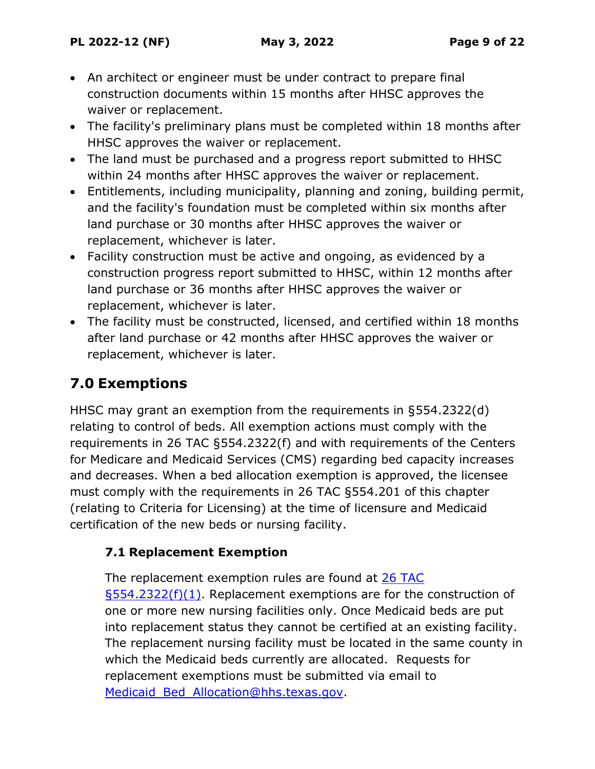- An architect or engineer must be under contract to prepare final construction documents within 15 months after HHSC approves the waiver or replacement.
- The facility's preliminary plans must be completed within 18 months after HHSC approves the waiver or replacement.
- The land must be purchased and a progress report submitted to HHSC within 24 months after HHSC approves the waiver or replacement.
- Entitlements, including municipality, planning and zoning, building permit, and the facility's foundation must be completed within six months after land purchase or 30 months after HHSC approves the waiver or replacement, whichever is later.
- Facility construction must be active and ongoing, as evidenced by a construction progress report submitted to HHSC, within 12 months after land purchase or 36 months after HHSC approves the waiver or replacement, whichever is later.
- The facility must be constructed, licensed, and certified within 18 months after land purchase or 42 months after HHSC approves the waiver or replacement, whichever is later.

## 7.0 Exemptions

HHSC may grant an exemption from the requirements in §554.2322(d) relating to control of beds. All exemption actions must comply with the requirements in 26 TAC §554.2322(f) and with requirements of the Centers for Medicare and Medicaid Services (CMS) regarding bed capacity increases and decreases. When a bed allocation exemption is approved, the licensee must comply with the requirements in 26 TAC §554.201 of this chapter (relating to Criteria for Licensing) at the time of licensure and Medicaid certification of the new beds or nursing facility.

### 7.1 Replacement Exemption

The replacement exemption rules are found at 26 TAC §554.2322(f)(1). Replacement exemptions are for the construction of one or more new nursing facilities only. Once Medicaid beds are put into replacement status they cannot be certified at an existing facility. The replacement nursing facility must be located in the same county in which the Medicaid beds currently are allocated. Requests for replacement exemptions must be submitted via email to Medicaid_Bed_Allocation@hhs.texas.gov.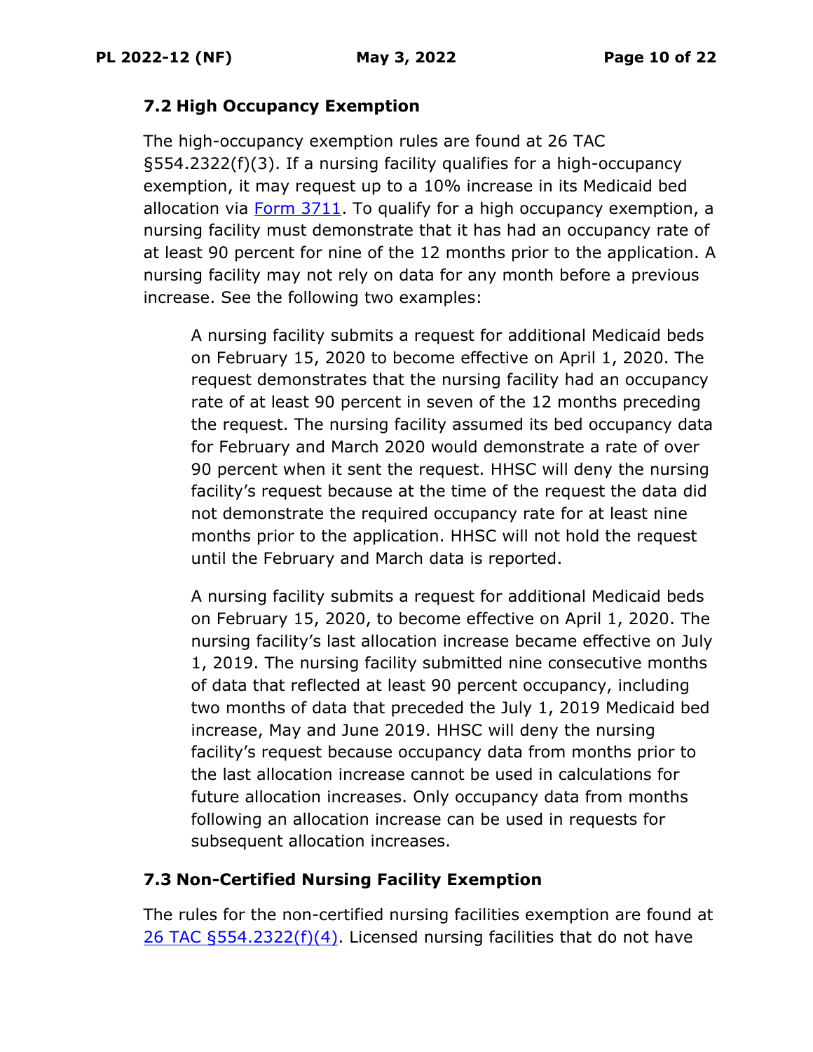### 7.2 High Occupancy Exemption

The high-occupancy exemption rules are found at 26 TAC §554.2322(f)(3). If a nursing facility qualifies for a high-occupancy exemption, it may request up to a 10% increase in its Medicaid bed allocation via [Form 3711](). To qualify for a high occupancy exemption, a nursing facility must demonstrate that it has had an occupancy rate of at least 90 percent for nine of the 12 months prior to the application. A nursing facility may not rely on data for any month before a previous increase. See the following two examples:

> A nursing facility submits a request for additional Medicaid beds on February 15, 2020 to become effective on April 1, 2020. The request demonstrates that the nursing facility had an occupancy rate of at least 90 percent in seven of the 12 months preceding the request. The nursing facility assumed its bed occupancy data for February and March 2020 would demonstrate a rate of over 90 percent when it sent the request. HHSC will deny the nursing facility's request because at the time of the request the data did not demonstrate the required occupancy rate for at least nine months prior to the application. HHSC will not hold the request until the February and March data is reported.
>
> A nursing facility submits a request for additional Medicaid beds on February 15, 2020, to become effective on April 1, 2020. The nursing facility's last allocation increase became effective on July 1, 2019. The nursing facility submitted nine consecutive months of data that reflected at least 90 percent occupancy, including two months of data that preceded the July 1, 2019 Medicaid bed increase, May and June 2019. HHSC will deny the nursing facility's request because occupancy data from months prior to the last allocation increase cannot be used in calculations for future allocation increases. Only occupancy data from months following an allocation increase can be used in requests for subsequent allocation increases.

### 7.3 Non-Certified Nursing Facility Exemption

The rules for the non-certified nursing facilities exemption are found at [26 TAC §554.2322(f)(4)](). Licensed nursing facilities that do not have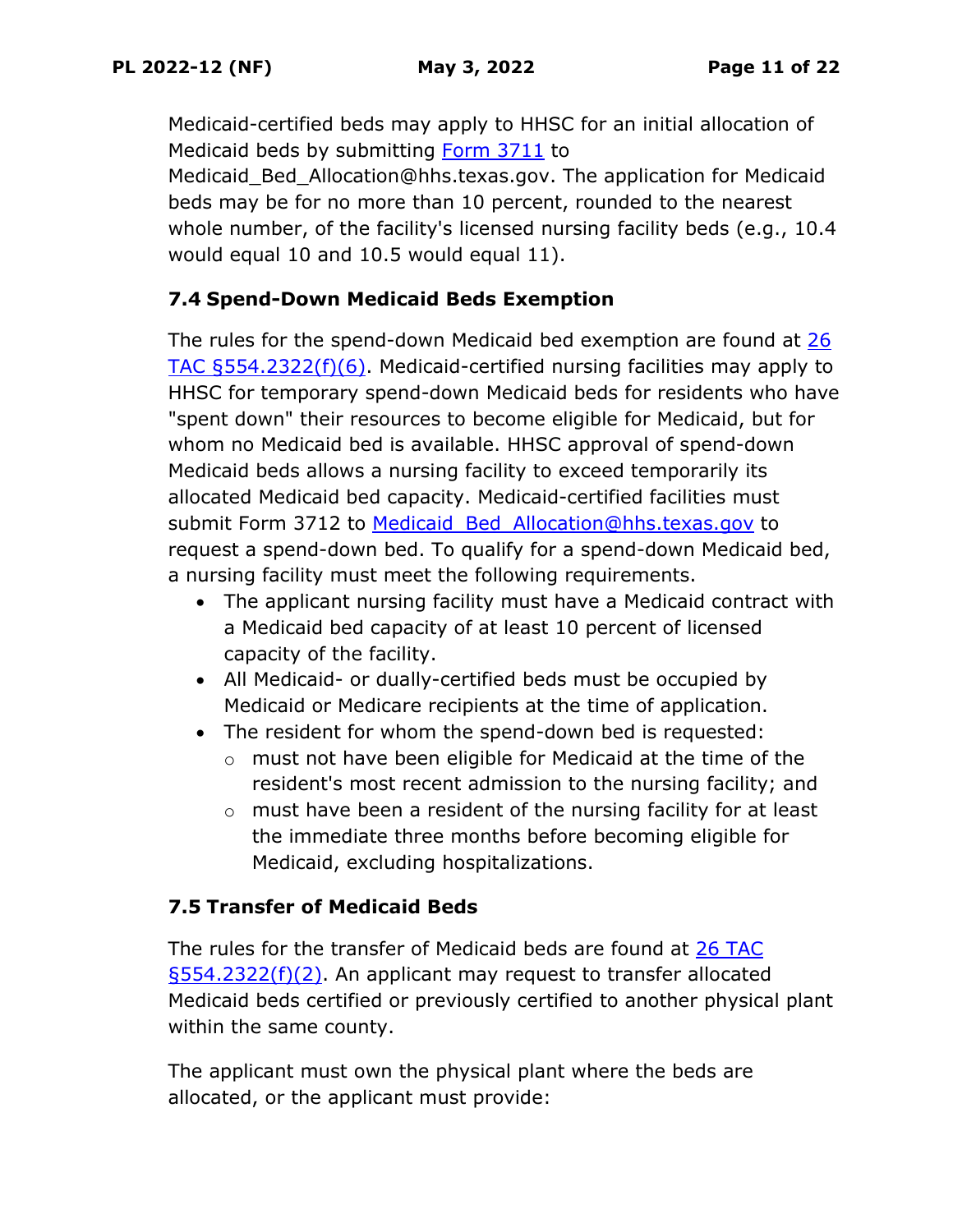Medicaid-certified beds may apply to HHSC for an initial allocation of Medicaid beds by submitting [Form 3711](#) to Medicaid_Bed_Allocation@hhs.texas.gov. The application for Medicaid beds may be for no more than 10 percent, rounded to the nearest whole number, of the facility's licensed nursing facility beds (e.g., 10.4 would equal 10 and 10.5 would equal 11).

### 7.4 Spend-Down Medicaid Beds Exemption

The rules for the spend-down Medicaid bed exemption are found at 26 TAC §554.2322(f)(6). Medicaid-certified nursing facilities may apply to HHSC for temporary spend-down Medicaid beds for residents who have "spent down" their resources to become eligible for Medicaid, but for whom no Medicaid bed is available. HHSC approval of spend-down Medicaid beds allows a nursing facility to exceed temporarily its allocated Medicaid bed capacity. Medicaid-certified facilities must submit Form 3712 to Medicaid_Bed_Allocation@hhs.texas.gov to request a spend-down bed. To qualify for a spend-down Medicaid bed, a nursing facility must meet the following requirements.

- The applicant nursing facility must have a Medicaid contract with a Medicaid bed capacity of at least 10 percent of licensed capacity of the facility.
- All Medicaid- or dually-certified beds must be occupied by Medicaid or Medicare recipients at the time of application.
- The resident for whom the spend-down bed is requested:
  - must not have been eligible for Medicaid at the time of the resident's most recent admission to the nursing facility; and
  - must have been a resident of the nursing facility for at least the immediate three months before becoming eligible for Medicaid, excluding hospitalizations.

### 7.5 Transfer of Medicaid Beds

The rules for the transfer of Medicaid beds are found at 26 TAC §554.2322(f)(2). An applicant may request to transfer allocated Medicaid beds certified or previously certified to another physical plant within the same county.

The applicant must own the physical plant where the beds are allocated, or the applicant must provide: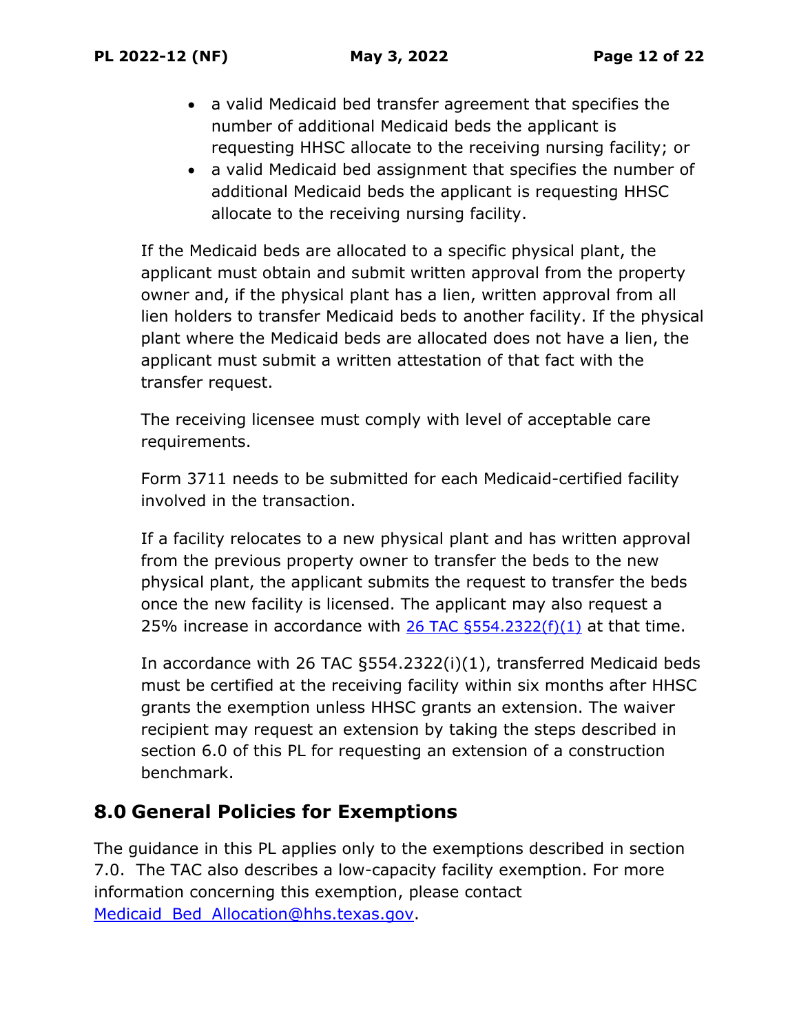- a valid Medicaid bed transfer agreement that specifies the number of additional Medicaid beds the applicant is requesting HHSC allocate to the receiving nursing facility; or
- a valid Medicaid bed assignment that specifies the number of additional Medicaid beds the applicant is requesting HHSC allocate to the receiving nursing facility.

If the Medicaid beds are allocated to a specific physical plant, the applicant must obtain and submit written approval from the property owner and, if the physical plant has a lien, written approval from all lien holders to transfer Medicaid beds to another facility. If the physical plant where the Medicaid beds are allocated does not have a lien, the applicant must submit a written attestation of that fact with the transfer request.

The receiving licensee must comply with level of acceptable care requirements.

Form 3711 needs to be submitted for each Medicaid-certified facility involved in the transaction.

If a facility relocates to a new physical plant and has written approval from the previous property owner to transfer the beds to the new physical plant, the applicant submits the request to transfer the beds once the new facility is licensed. The applicant may also request a 25% increase in accordance with [26 TAC §554.2322(f)(1)]() at that time.

In accordance with 26 TAC §554.2322(i)(1), transferred Medicaid beds must be certified at the receiving facility within six months after HHSC grants the exemption unless HHSC grants an extension. The waiver recipient may request an extension by taking the steps described in section 6.0 of this PL for requesting an extension of a construction benchmark.

## 8.0 General Policies for Exemptions

The guidance in this PL applies only to the exemptions described in section 7.0. The TAC also describes a low-capacity facility exemption. For more information concerning this exemption, please contact [Medicaid_Bed_Allocation@hhs.texas.gov](mailto:Medicaid_Bed_Allocation@hhs.texas.gov).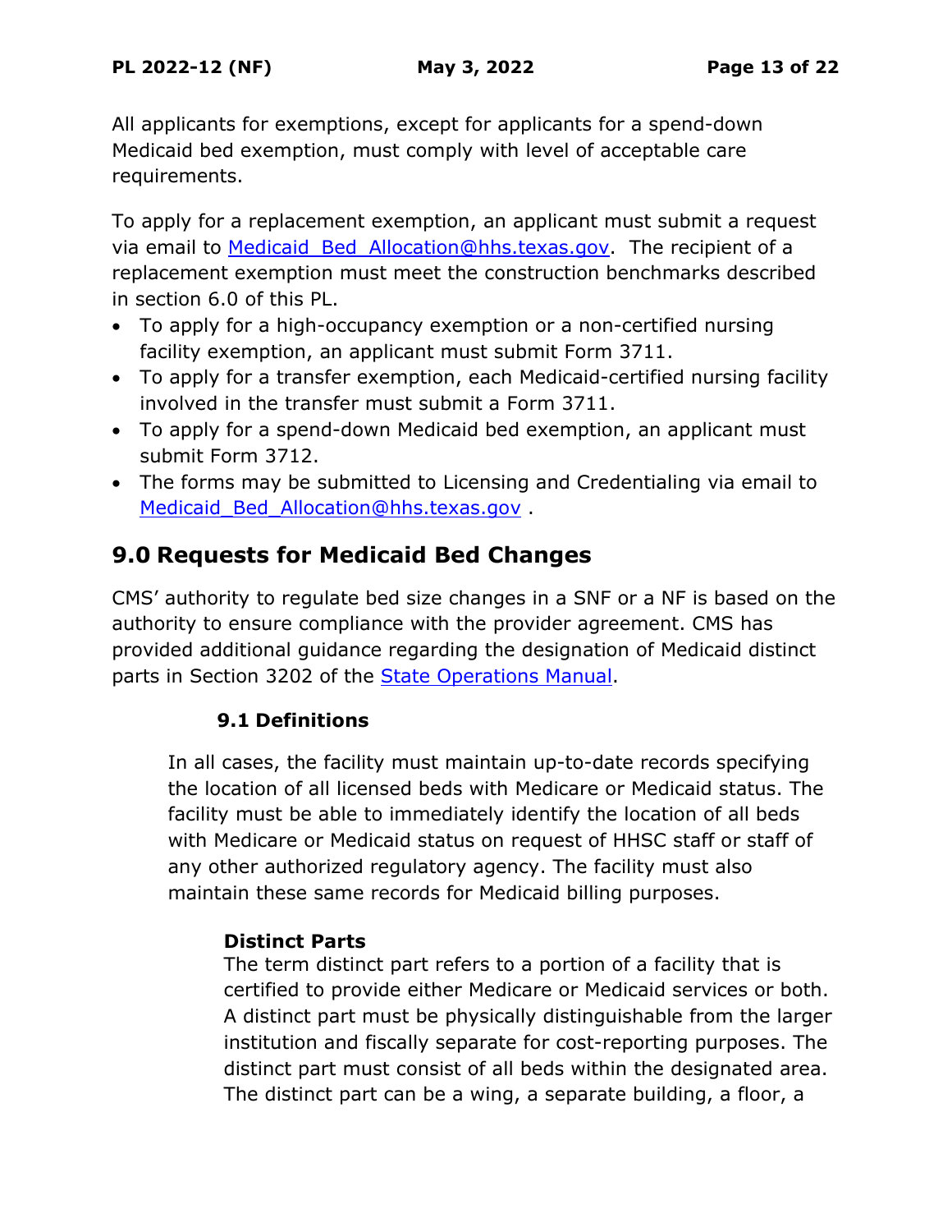All applicants for exemptions, except for applicants for a spend-down Medicaid bed exemption, must comply with level of acceptable care requirements.

To apply for a replacement exemption, an applicant must submit a request via email to [Medicaid_Bed_Allocation@hhs.texas.gov](mailto:Medicaid_Bed_Allocation@hhs.texas.gov). The recipient of a replacement exemption must meet the construction benchmarks described in section 6.0 of this PL.

- To apply for a high-occupancy exemption or a non-certified nursing facility exemption, an applicant must submit Form 3711.
- To apply for a transfer exemption, each Medicaid-certified nursing facility involved in the transfer must submit a Form 3711.
- To apply for a spend-down Medicaid bed exemption, an applicant must submit Form 3712.
- The forms may be submitted to Licensing and Credentialing via email to [Medicaid_Bed_Allocation@hhs.texas.gov](mailto:Medicaid_Bed_Allocation@hhs.texas.gov) .

## 9.0 Requests for Medicaid Bed Changes

CMS' authority to regulate bed size changes in a SNF or a NF is based on the authority to ensure compliance with the provider agreement. CMS has provided additional guidance regarding the designation of Medicaid distinct parts in Section 3202 of the State Operations Manual.

### 9.1 Definitions

In all cases, the facility must maintain up-to-date records specifying the location of all licensed beds with Medicare or Medicaid status. The facility must be able to immediately identify the location of all beds with Medicare or Medicaid status on request of HHSC staff or staff of any other authorized regulatory agency. The facility must also maintain these same records for Medicaid billing purposes.

**Distinct Parts**

The term distinct part refers to a portion of a facility that is certified to provide either Medicare or Medicaid services or both. A distinct part must be physically distinguishable from the larger institution and fiscally separate for cost-reporting purposes. The distinct part must consist of all beds within the designated area. The distinct part can be a wing, a separate building, a floor, a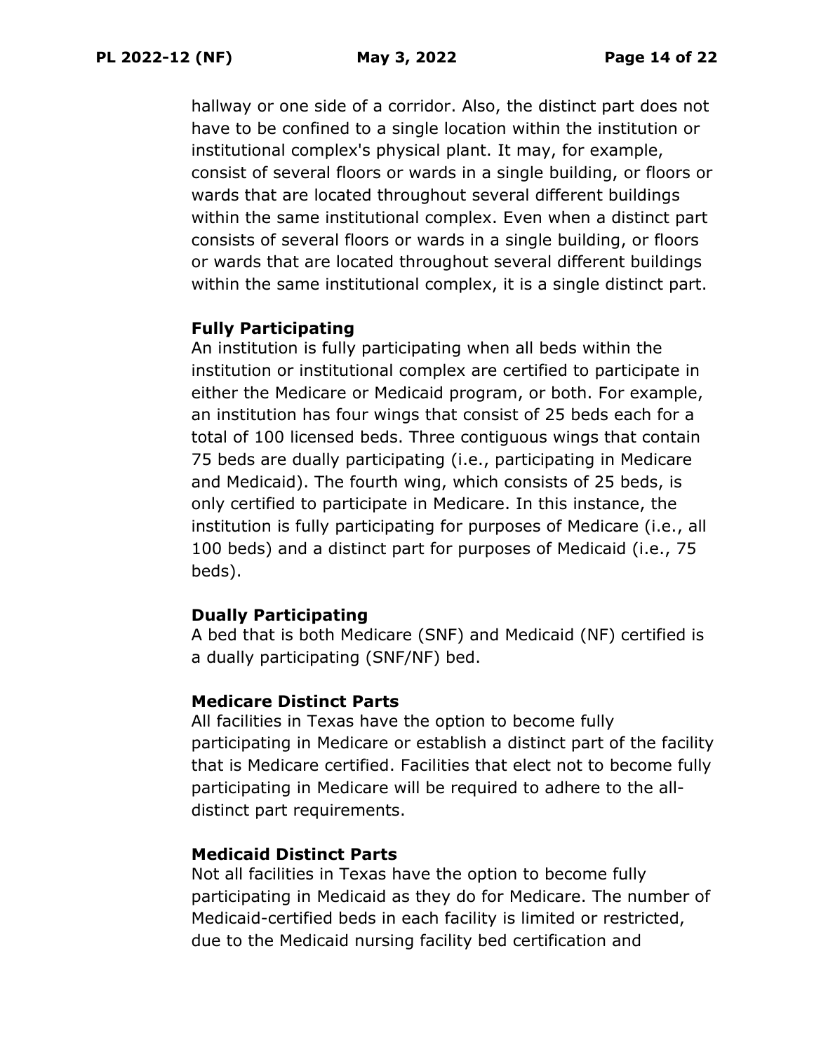hallway or one side of a corridor. Also, the distinct part does not have to be confined to a single location within the institution or institutional complex's physical plant. It may, for example, consist of several floors or wards in a single building, or floors or wards that are located throughout several different buildings within the same institutional complex. Even when a distinct part consists of several floors or wards in a single building, or floors or wards that are located throughout several different buildings within the same institutional complex, it is a single distinct part.

**Fully Participating**

An institution is fully participating when all beds within the institution or institutional complex are certified to participate in either the Medicare or Medicaid program, or both. For example, an institution has four wings that consist of 25 beds each for a total of 100 licensed beds. Three contiguous wings that contain 75 beds are dually participating (i.e., participating in Medicare and Medicaid). The fourth wing, which consists of 25 beds, is only certified to participate in Medicare. In this instance, the institution is fully participating for purposes of Medicare (i.e., all 100 beds) and a distinct part for purposes of Medicaid (i.e., 75 beds).

**Dually Participating**

A bed that is both Medicare (SNF) and Medicaid (NF) certified is a dually participating (SNF/NF) bed.

**Medicare Distinct Parts**

All facilities in Texas have the option to become fully participating in Medicare or establish a distinct part of the facility that is Medicare certified. Facilities that elect not to become fully participating in Medicare will be required to adhere to the all-distinct part requirements.

**Medicaid Distinct Parts**

Not all facilities in Texas have the option to become fully participating in Medicaid as they do for Medicare. The number of Medicaid-certified beds in each facility is limited or restricted, due to the Medicaid nursing facility bed certification and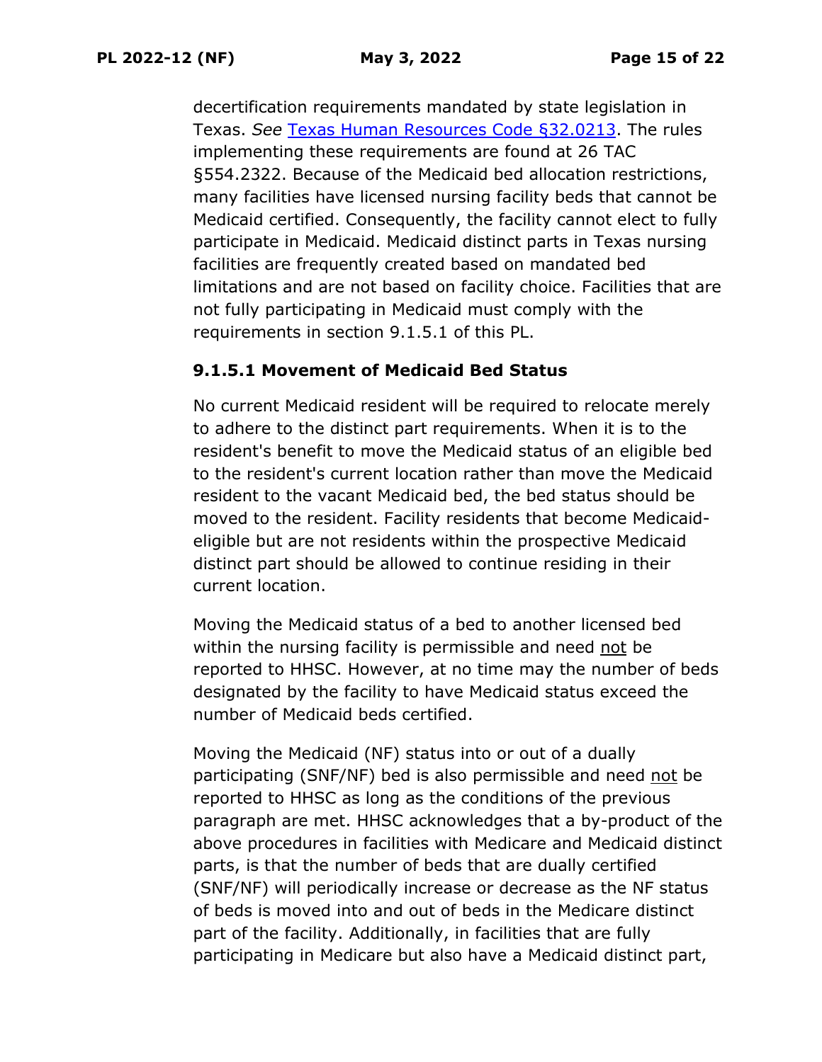decertification requirements mandated by state legislation in Texas. *See* [Texas Human Resources Code §32.0213](). The rules implementing these requirements are found at 26 TAC §554.2322. Because of the Medicaid bed allocation restrictions, many facilities have licensed nursing facility beds that cannot be Medicaid certified. Consequently, the facility cannot elect to fully participate in Medicaid. Medicaid distinct parts in Texas nursing facilities are frequently created based on mandated bed limitations and are not based on facility choice. Facilities that are not fully participating in Medicaid must comply with the requirements in section 9.1.5.1 of this PL.

#### 9.1.5.1 Movement of Medicaid Bed Status

No current Medicaid resident will be required to relocate merely to adhere to the distinct part requirements. When it is to the resident's benefit to move the Medicaid status of an eligible bed to the resident's current location rather than move the Medicaid resident to the vacant Medicaid bed, the bed status should be moved to the resident. Facility residents that become Medicaid-eligible but are not residents within the prospective Medicaid distinct part should be allowed to continue residing in their current location.

Moving the Medicaid status of a bed to another licensed bed within the nursing facility is permissible and need <u>not</u> be reported to HHSC. However, at no time may the number of beds designated by the facility to have Medicaid status exceed the number of Medicaid beds certified.

Moving the Medicaid (NF) status into or out of a dually participating (SNF/NF) bed is also permissible and need <u>not</u> be reported to HHSC as long as the conditions of the previous paragraph are met. HHSC acknowledges that a by-product of the above procedures in facilities with Medicare and Medicaid distinct parts, is that the number of beds that are dually certified (SNF/NF) will periodically increase or decrease as the NF status of beds is moved into and out of beds in the Medicare distinct part of the facility. Additionally, in facilities that are fully participating in Medicare but also have a Medicaid distinct part,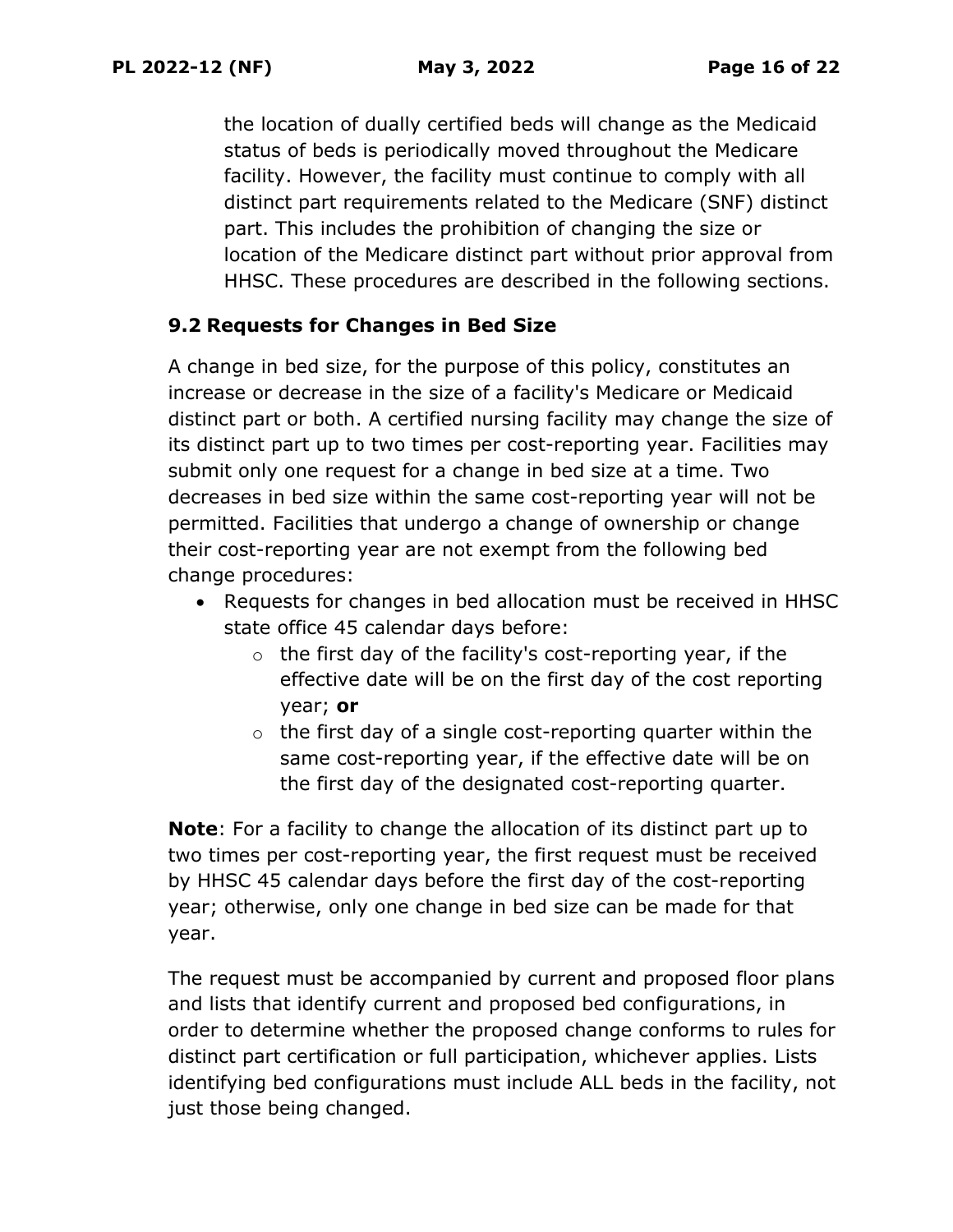the location of dually certified beds will change as the Medicaid status of beds is periodically moved throughout the Medicare facility. However, the facility must continue to comply with all distinct part requirements related to the Medicare (SNF) distinct part. This includes the prohibition of changing the size or location of the Medicare distinct part without prior approval from HHSC. These procedures are described in the following sections.

### 9.2 Requests for Changes in Bed Size

A change in bed size, for the purpose of this policy, constitutes an increase or decrease in the size of a facility's Medicare or Medicaid distinct part or both. A certified nursing facility may change the size of its distinct part up to two times per cost-reporting year. Facilities may submit only one request for a change in bed size at a time. Two decreases in bed size within the same cost-reporting year will not be permitted. Facilities that undergo a change of ownership or change their cost-reporting year are not exempt from the following bed change procedures:

- Requests for changes in bed allocation must be received in HHSC state office 45 calendar days before:
  - the first day of the facility's cost-reporting year, if the effective date will be on the first day of the cost reporting year; **or**
  - the first day of a single cost-reporting quarter within the same cost-reporting year, if the effective date will be on the first day of the designated cost-reporting quarter.

**Note**: For a facility to change the allocation of its distinct part up to two times per cost-reporting year, the first request must be received by HHSC 45 calendar days before the first day of the cost-reporting year; otherwise, only one change in bed size can be made for that year.

The request must be accompanied by current and proposed floor plans and lists that identify current and proposed bed configurations, in order to determine whether the proposed change conforms to rules for distinct part certification or full participation, whichever applies. Lists identifying bed configurations must include ALL beds in the facility, not just those being changed.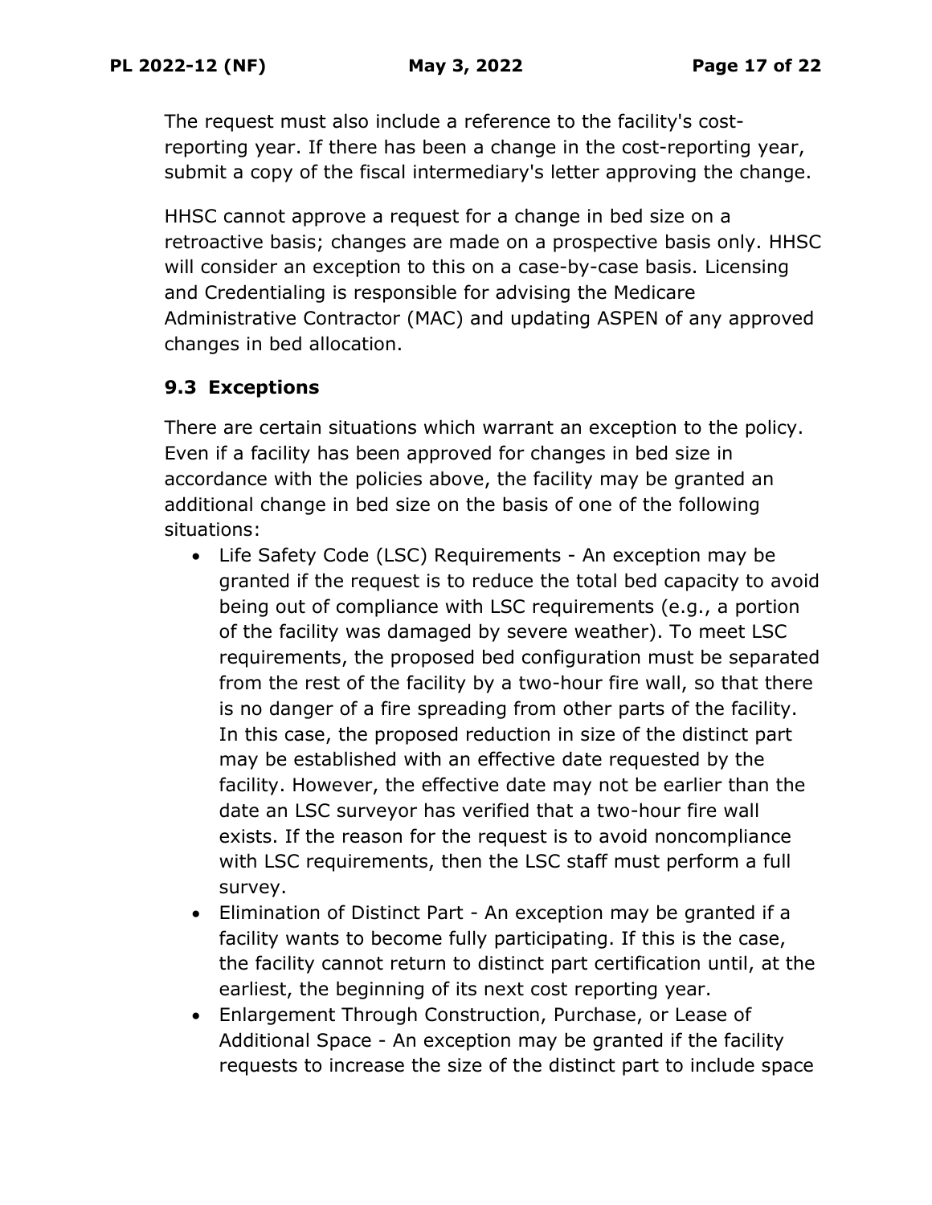The request must also include a reference to the facility's cost-reporting year. If there has been a change in the cost-reporting year, submit a copy of the fiscal intermediary's letter approving the change.

HHSC cannot approve a request for a change in bed size on a retroactive basis; changes are made on a prospective basis only. HHSC will consider an exception to this on a case-by-case basis. Licensing and Credentialing is responsible for advising the Medicare Administrative Contractor (MAC) and updating ASPEN of any approved changes in bed allocation.

### 9.3 Exceptions

There are certain situations which warrant an exception to the policy. Even if a facility has been approved for changes in bed size in accordance with the policies above, the facility may be granted an additional change in bed size on the basis of one of the following situations:

- Life Safety Code (LSC) Requirements - An exception may be granted if the request is to reduce the total bed capacity to avoid being out of compliance with LSC requirements (e.g., a portion of the facility was damaged by severe weather). To meet LSC requirements, the proposed bed configuration must be separated from the rest of the facility by a two-hour fire wall, so that there is no danger of a fire spreading from other parts of the facility. In this case, the proposed reduction in size of the distinct part may be established with an effective date requested by the facility. However, the effective date may not be earlier than the date an LSC surveyor has verified that a two-hour fire wall exists. If the reason for the request is to avoid noncompliance with LSC requirements, then the LSC staff must perform a full survey.
- Elimination of Distinct Part - An exception may be granted if a facility wants to become fully participating. If this is the case, the facility cannot return to distinct part certification until, at the earliest, the beginning of its next cost reporting year.
- Enlargement Through Construction, Purchase, or Lease of Additional Space - An exception may be granted if the facility requests to increase the size of the distinct part to include space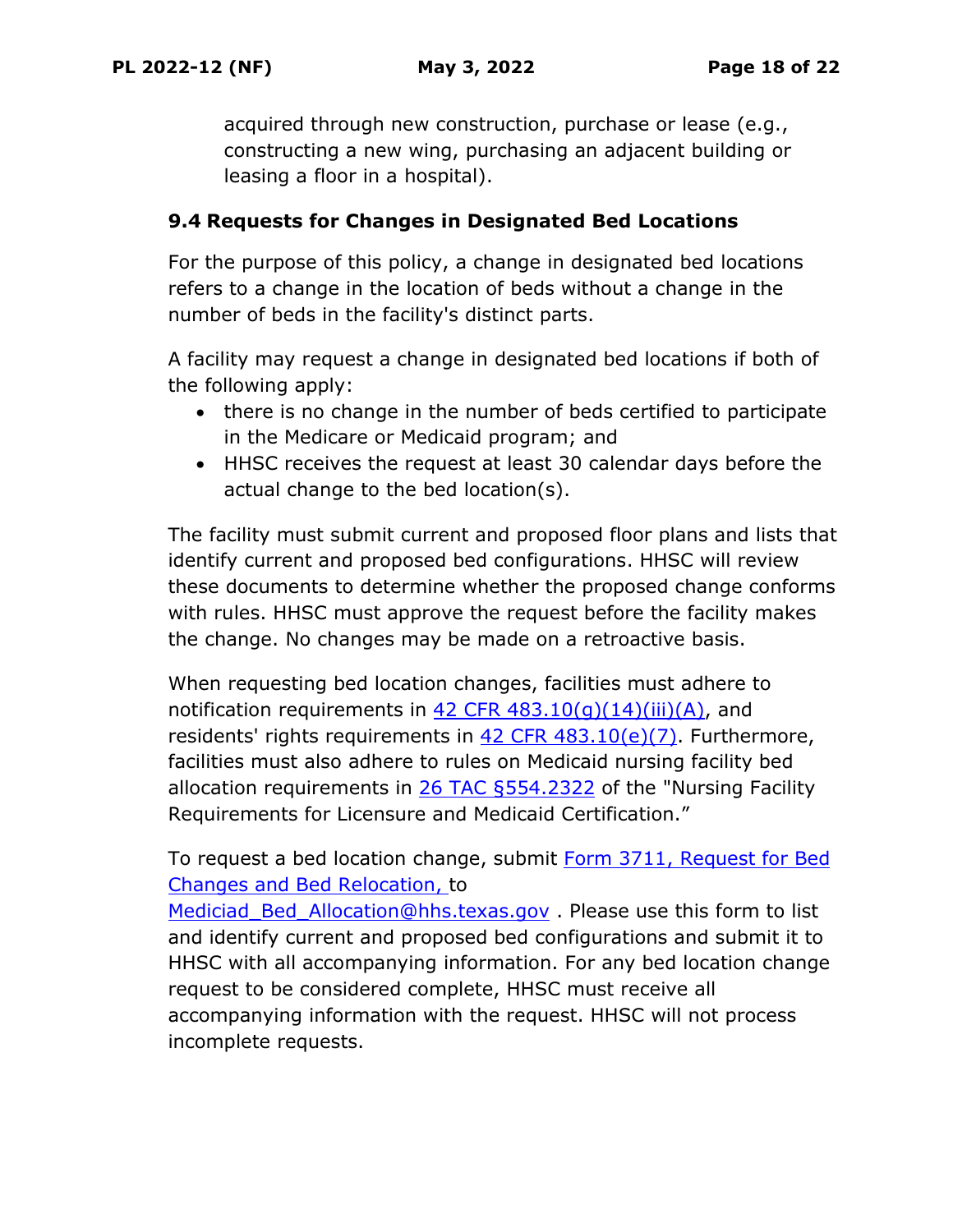acquired through new construction, purchase or lease (e.g., constructing a new wing, purchasing an adjacent building or leasing a floor in a hospital).

### 9.4 Requests for Changes in Designated Bed Locations

For the purpose of this policy, a change in designated bed locations refers to a change in the location of beds without a change in the number of beds in the facility's distinct parts.

A facility may request a change in designated bed locations if both of the following apply:

- there is no change in the number of beds certified to participate in the Medicare or Medicaid program; and
- HHSC receives the request at least 30 calendar days before the actual change to the bed location(s).

The facility must submit current and proposed floor plans and lists that identify current and proposed bed configurations. HHSC will review these documents to determine whether the proposed change conforms with rules. HHSC must approve the request before the facility makes the change. No changes may be made on a retroactive basis.

When requesting bed location changes, facilities must adhere to notification requirements in 42 CFR 483.10(g)(14)(iii)(A), and residents' rights requirements in 42 CFR 483.10(e)(7). Furthermore, facilities must also adhere to rules on Medicaid nursing facility bed allocation requirements in 26 TAC §554.2322 of the "Nursing Facility Requirements for Licensure and Medicaid Certification."

To request a bed location change, submit Form 3711, Request for Bed Changes and Bed Relocation, to Mediciad_Bed_Allocation@hhs.texas.gov . Please use this form to list and identify current and proposed bed configurations and submit it to HHSC with all accompanying information. For any bed location change request to be considered complete, HHSC must receive all accompanying information with the request. HHSC will not process incomplete requests.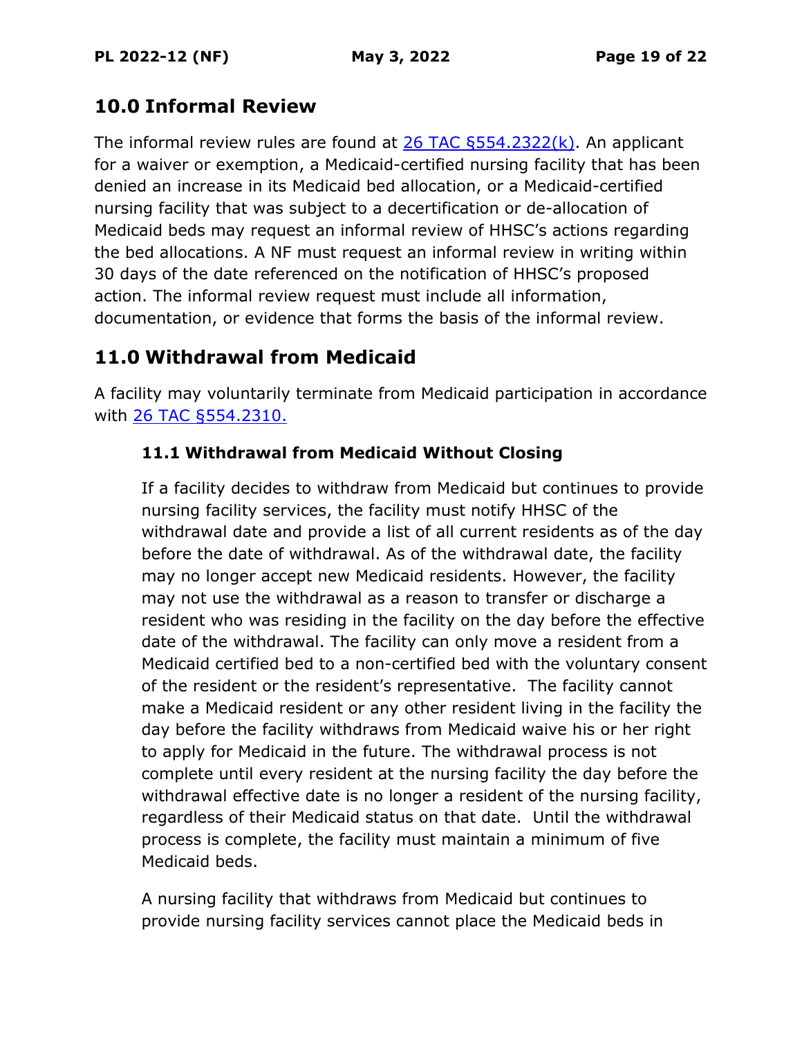## 10.0 Informal Review

The informal review rules are found at [26 TAC §554.2322(k)](). An applicant for a waiver or exemption, a Medicaid-certified nursing facility that has been denied an increase in its Medicaid bed allocation, or a Medicaid-certified nursing facility that was subject to a decertification or de-allocation of Medicaid beds may request an informal review of HHSC's actions regarding the bed allocations. A NF must request an informal review in writing within 30 days of the date referenced on the notification of HHSC's proposed action. The informal review request must include all information, documentation, or evidence that forms the basis of the informal review.

## 11.0 Withdrawal from Medicaid

A facility may voluntarily terminate from Medicaid participation in accordance with [26 TAC §554.2310.]()

### 11.1 Withdrawal from Medicaid Without Closing

If a facility decides to withdraw from Medicaid but continues to provide nursing facility services, the facility must notify HHSC of the withdrawal date and provide a list of all current residents as of the day before the date of withdrawal. As of the withdrawal date, the facility may no longer accept new Medicaid residents. However, the facility may not use the withdrawal as a reason to transfer or discharge a resident who was residing in the facility on the day before the effective date of the withdrawal. The facility can only move a resident from a Medicaid certified bed to a non-certified bed with the voluntary consent of the resident or the resident's representative. The facility cannot make a Medicaid resident or any other resident living in the facility the day before the facility withdraws from Medicaid waive his or her right to apply for Medicaid in the future. The withdrawal process is not complete until every resident at the nursing facility the day before the withdrawal effective date is no longer a resident of the nursing facility, regardless of their Medicaid status on that date. Until the withdrawal process is complete, the facility must maintain a minimum of five Medicaid beds.

A nursing facility that withdraws from Medicaid but continues to provide nursing facility services cannot place the Medicaid beds in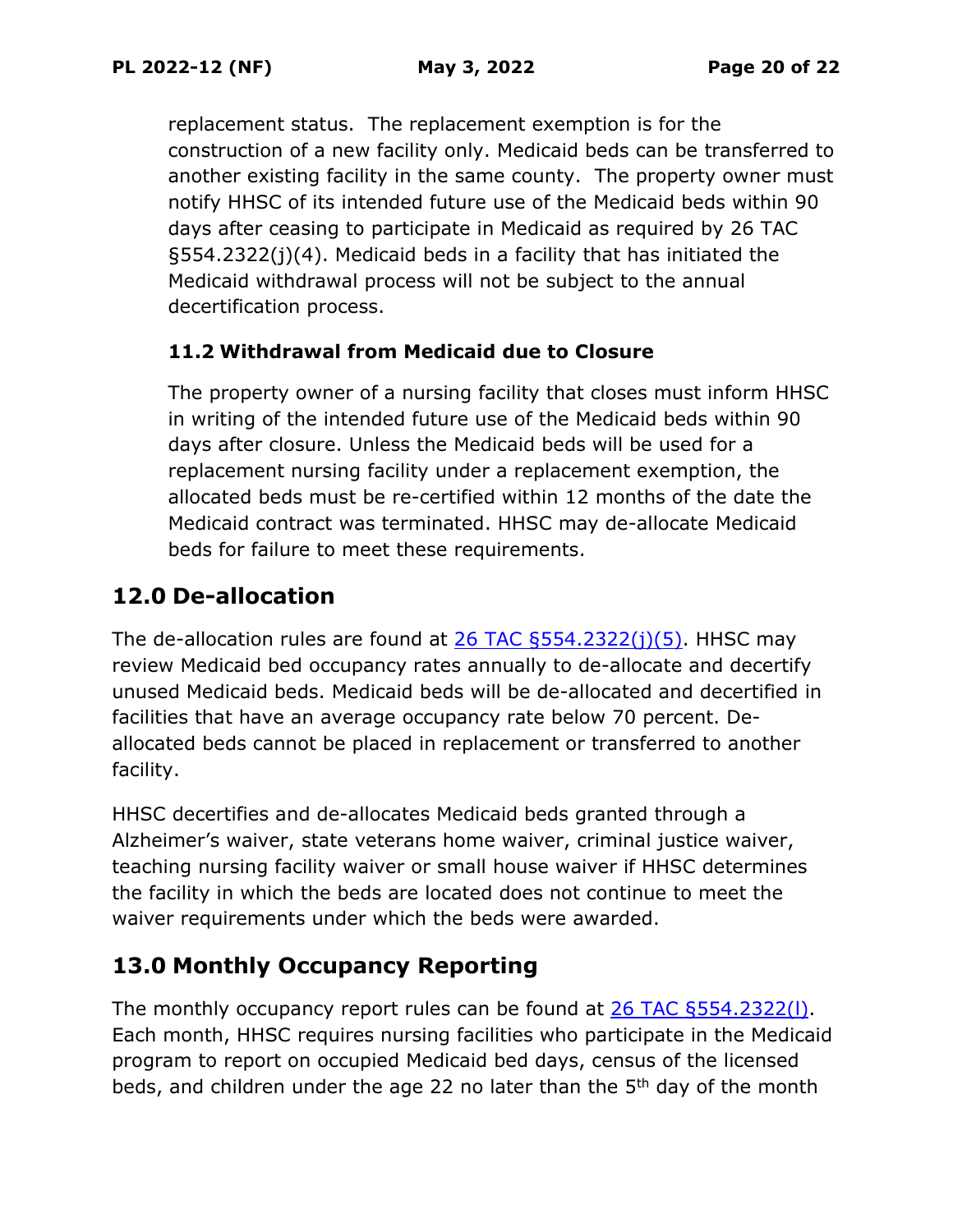replacement status. The replacement exemption is for the construction of a new facility only. Medicaid beds can be transferred to another existing facility in the same county. The property owner must notify HHSC of its intended future use of the Medicaid beds within 90 days after ceasing to participate in Medicaid as required by 26 TAC §554.2322(j)(4). Medicaid beds in a facility that has initiated the Medicaid withdrawal process will not be subject to the annual decertification process.

### 11.2 Withdrawal from Medicaid due to Closure

The property owner of a nursing facility that closes must inform HHSC in writing of the intended future use of the Medicaid beds within 90 days after closure. Unless the Medicaid beds will be used for a replacement nursing facility under a replacement exemption, the allocated beds must be re-certified within 12 months of the date the Medicaid contract was terminated. HHSC may de-allocate Medicaid beds for failure to meet these requirements.

## 12.0 De-allocation

The de-allocation rules are found at 26 TAC §554.2322(j)(5). HHSC may review Medicaid bed occupancy rates annually to de-allocate and decertify unused Medicaid beds. Medicaid beds will be de-allocated and decertified in facilities that have an average occupancy rate below 70 percent. De-allocated beds cannot be placed in replacement or transferred to another facility.

HHSC decertifies and de-allocates Medicaid beds granted through a Alzheimer's waiver, state veterans home waiver, criminal justice waiver, teaching nursing facility waiver or small house waiver if HHSC determines the facility in which the beds are located does not continue to meet the waiver requirements under which the beds were awarded.

## 13.0 Monthly Occupancy Reporting

The monthly occupancy report rules can be found at 26 TAC §554.2322(l). Each month, HHSC requires nursing facilities who participate in the Medicaid program to report on occupied Medicaid bed days, census of the licensed beds, and children under the age 22 no later than the 5th day of the month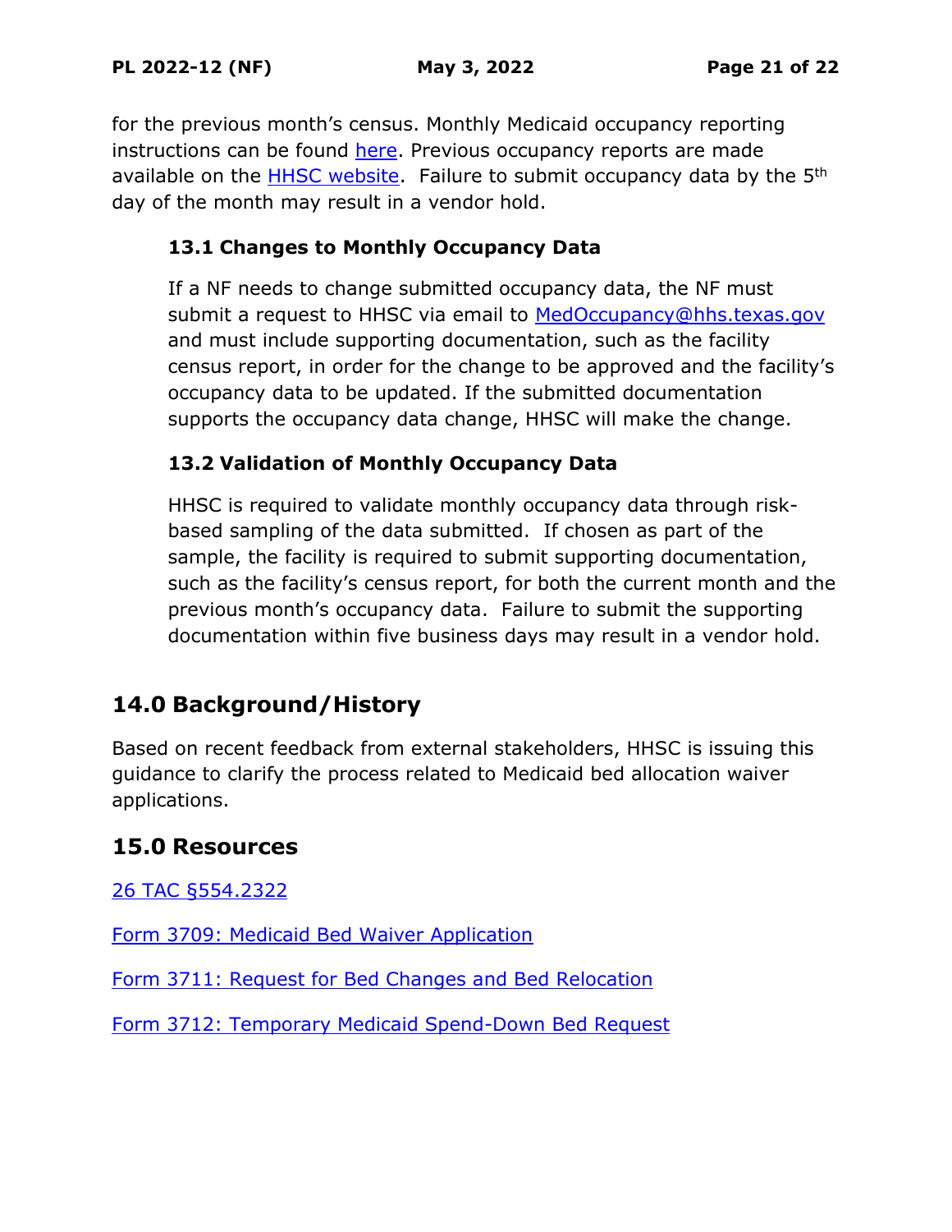for the previous month's census. Monthly Medicaid occupancy reporting instructions can be found here. Previous occupancy reports are made available on the HHSC website. Failure to submit occupancy data by the 5th day of the month may result in a vendor hold.

### 13.1 Changes to Monthly Occupancy Data

If a NF needs to change submitted occupancy data, the NF must submit a request to HHSC via email to MedOccupancy@hhs.texas.gov and must include supporting documentation, such as the facility census report, in order for the change to be approved and the facility's occupancy data to be updated. If the submitted documentation supports the occupancy data change, HHSC will make the change.

### 13.2 Validation of Monthly Occupancy Data

HHSC is required to validate monthly occupancy data through risk-based sampling of the data submitted. If chosen as part of the sample, the facility is required to submit supporting documentation, such as the facility's census report, for both the current month and the previous month's occupancy data. Failure to submit the supporting documentation within five business days may result in a vendor hold.

## 14.0 Background/History

Based on recent feedback from external stakeholders, HHSC is issuing this guidance to clarify the process related to Medicaid bed allocation waiver applications.

## 15.0 Resources

26 TAC §554.2322

Form 3709: Medicaid Bed Waiver Application

Form 3711: Request for Bed Changes and Bed Relocation

Form 3712: Temporary Medicaid Spend-Down Bed Request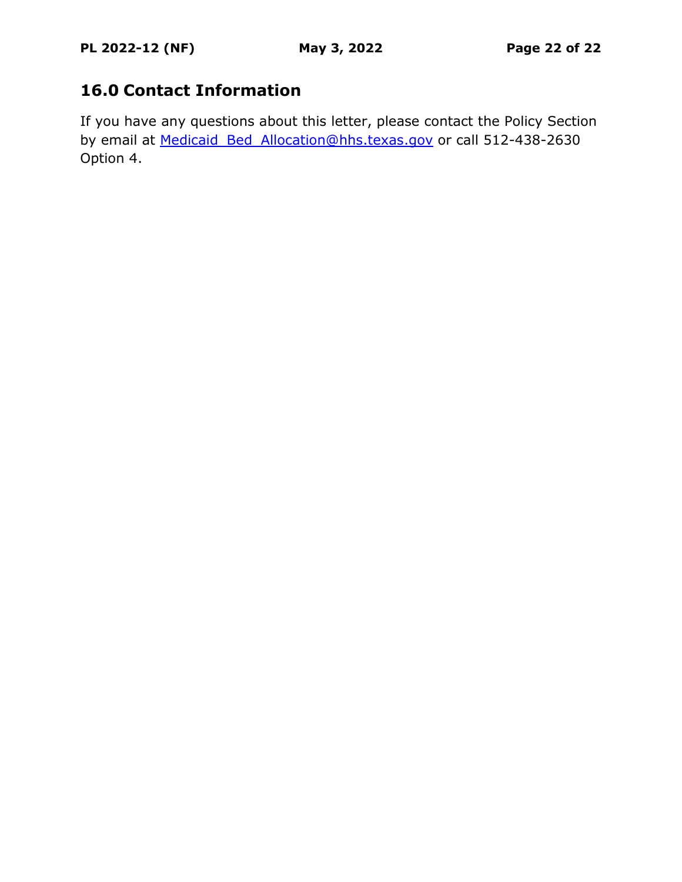## 16.0 Contact Information

If you have any questions about this letter, please contact the Policy Section by email at Medicaid_Bed_Allocation@hhs.texas.gov or call 512-438-2630 Option 4.